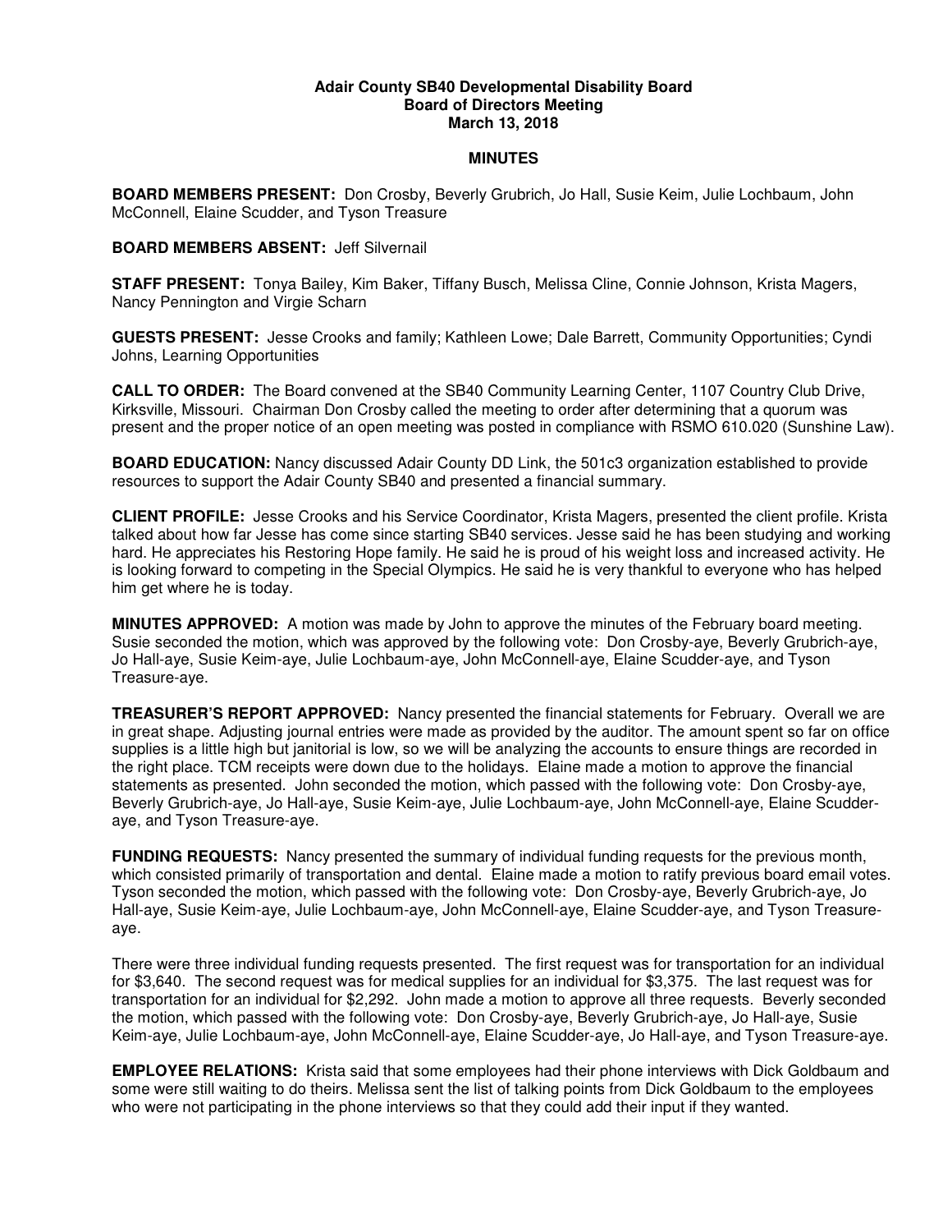**Adair County SB40 Developmental Disability Board**
**Board of Directors Meeting**
**March 13, 2018**

**MINUTES**

**BOARD MEMBERS PRESENT:** Don Crosby, Beverly Grubrich, Jo Hall, Susie Keim, Julie Lochbaum, John McConnell, Elaine Scudder, and Tyson Treasure

**BOARD MEMBERS ABSENT:** Jeff Silvernail

**STAFF PRESENT:** Tonya Bailey, Kim Baker, Tiffany Busch, Melissa Cline, Connie Johnson, Krista Magers, Nancy Pennington and Virgie Scharn

**GUESTS PRESENT:** Jesse Crooks and family; Kathleen Lowe; Dale Barrett, Community Opportunities; Cyndi Johns, Learning Opportunities

**CALL TO ORDER:** The Board convened at the SB40 Community Learning Center, 1107 Country Club Drive, Kirksville, Missouri. Chairman Don Crosby called the meeting to order after determining that a quorum was present and the proper notice of an open meeting was posted in compliance with RSMO 610.020 (Sunshine Law).

**BOARD EDUCATION:** Nancy discussed Adair County DD Link, the 501c3 organization established to provide resources to support the Adair County SB40 and presented a financial summary.

**CLIENT PROFILE:** Jesse Crooks and his Service Coordinator, Krista Magers, presented the client profile. Krista talked about how far Jesse has come since starting SB40 services. Jesse said he has been studying and working hard. He appreciates his Restoring Hope family. He said he is proud of his weight loss and increased activity. He is looking forward to competing in the Special Olympics. He said he is very thankful to everyone who has helped him get where he is today.

**MINUTES APPROVED:** A motion was made by John to approve the minutes of the February board meeting. Susie seconded the motion, which was approved by the following vote: Don Crosby-aye, Beverly Grubrich-aye, Jo Hall-aye, Susie Keim-aye, Julie Lochbaum-aye, John McConnell-aye, Elaine Scudder-aye, and Tyson Treasure-aye.

**TREASURER'S REPORT APPROVED:** Nancy presented the financial statements for February. Overall we are in great shape. Adjusting journal entries were made as provided by the auditor. The amount spent so far on office supplies is a little high but janitorial is low, so we will be analyzing the accounts to ensure things are recorded in the right place. TCM receipts were down due to the holidays. Elaine made a motion to approve the financial statements as presented. John seconded the motion, which passed with the following vote: Don Crosby-aye, Beverly Grubrich-aye, Jo Hall-aye, Susie Keim-aye, Julie Lochbaum-aye, John McConnell-aye, Elaine Scudder-aye, and Tyson Treasure-aye.

**FUNDING REQUESTS:** Nancy presented the summary of individual funding requests for the previous month, which consisted primarily of transportation and dental. Elaine made a motion to ratify previous board email votes. Tyson seconded the motion, which passed with the following vote: Don Crosby-aye, Beverly Grubrich-aye, Jo Hall-aye, Susie Keim-aye, Julie Lochbaum-aye, John McConnell-aye, Elaine Scudder-aye, and Tyson Treasure-aye.

There were three individual funding requests presented. The first request was for transportation for an individual for $3,640. The second request was for medical supplies for an individual for $3,375. The last request was for transportation for an individual for $2,292. John made a motion to approve all three requests. Beverly seconded the motion, which passed with the following vote: Don Crosby-aye, Beverly Grubrich-aye, Jo Hall-aye, Susie Keim-aye, Julie Lochbaum-aye, John McConnell-aye, Elaine Scudder-aye, Jo Hall-aye, and Tyson Treasure-aye.

**EMPLOYEE RELATIONS:** Krista said that some employees had their phone interviews with Dick Goldbaum and some were still waiting to do theirs. Melissa sent the list of talking points from Dick Goldbaum to the employees who were not participating in the phone interviews so that they could add their input if they wanted.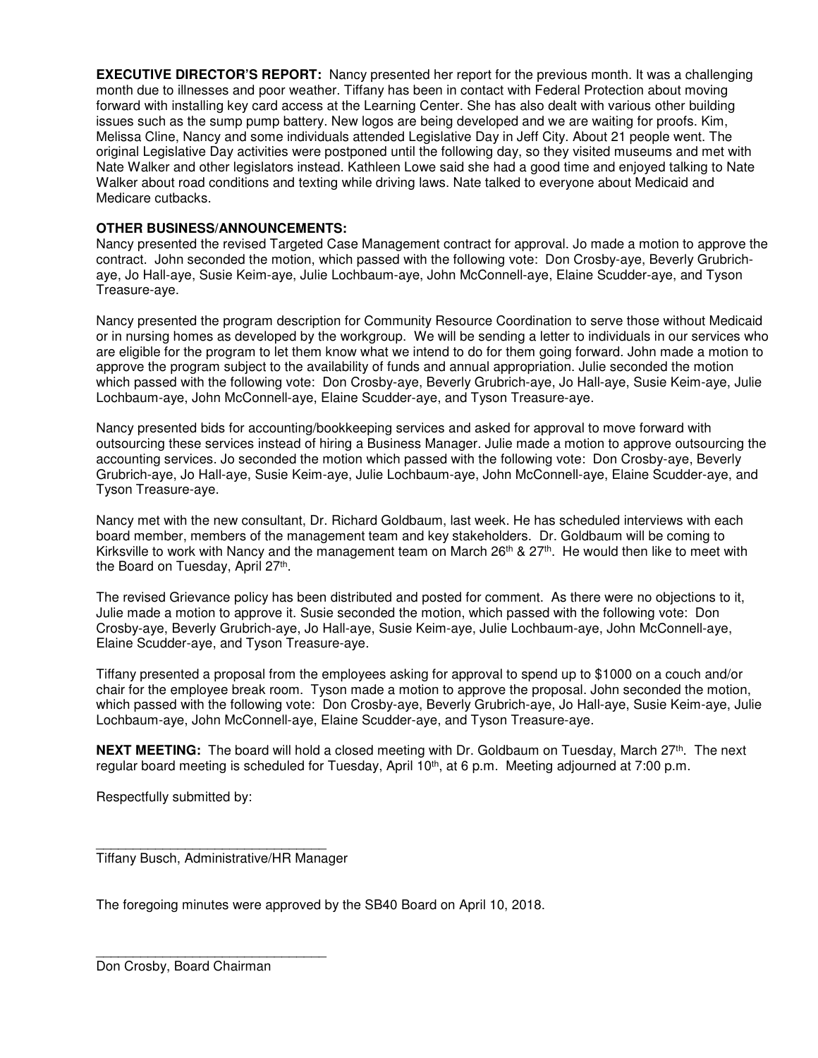**EXECUTIVE DIRECTOR'S REPORT:** Nancy presented her report for the previous month. It was a challenging month due to illnesses and poor weather. Tiffany has been in contact with Federal Protection about moving forward with installing key card access at the Learning Center. She has also dealt with various other building issues such as the sump pump battery. New logos are being developed and we are waiting for proofs. Kim, Melissa Cline, Nancy and some individuals attended Legislative Day in Jeff City. About 21 people went. The original Legislative Day activities were postponed until the following day, so they visited museums and met with Nate Walker and other legislators instead. Kathleen Lowe said she had a good time and enjoyed talking to Nate Walker about road conditions and texting while driving laws. Nate talked to everyone about Medicaid and Medicare cutbacks.

**OTHER BUSINESS/ANNOUNCEMENTS:**

Nancy presented the revised Targeted Case Management contract for approval. Jo made a motion to approve the contract. John seconded the motion, which passed with the following vote: Don Crosby-aye, Beverly Grubrich-aye, Jo Hall-aye, Susie Keim-aye, Julie Lochbaum-aye, John McConnell-aye, Elaine Scudder-aye, and Tyson Treasure-aye.

Nancy presented the program description for Community Resource Coordination to serve those without Medicaid or in nursing homes as developed by the workgroup. We will be sending a letter to individuals in our services who are eligible for the program to let them know what we intend to do for them going forward. John made a motion to approve the program subject to the availability of funds and annual appropriation. Julie seconded the motion which passed with the following vote: Don Crosby-aye, Beverly Grubrich-aye, Jo Hall-aye, Susie Keim-aye, Julie Lochbaum-aye, John McConnell-aye, Elaine Scudder-aye, and Tyson Treasure-aye.

Nancy presented bids for accounting/bookkeeping services and asked for approval to move forward with outsourcing these services instead of hiring a Business Manager. Julie made a motion to approve outsourcing the accounting services. Jo seconded the motion which passed with the following vote: Don Crosby-aye, Beverly Grubrich-aye, Jo Hall-aye, Susie Keim-aye, Julie Lochbaum-aye, John McConnell-aye, Elaine Scudder-aye, and Tyson Treasure-aye.

Nancy met with the new consultant, Dr. Richard Goldbaum, last week. He has scheduled interviews with each board member, members of the management team and key stakeholders. Dr. Goldbaum will be coming to Kirksville to work with Nancy and the management team on March 26th & 27th. He would then like to meet with the Board on Tuesday, April 27th.

The revised Grievance policy has been distributed and posted for comment. As there were no objections to it, Julie made a motion to approve it. Susie seconded the motion, which passed with the following vote: Don Crosby-aye, Beverly Grubrich-aye, Jo Hall-aye, Susie Keim-aye, Julie Lochbaum-aye, John McConnell-aye, Elaine Scudder-aye, and Tyson Treasure-aye.

Tiffany presented a proposal from the employees asking for approval to spend up to $1000 on a couch and/or chair for the employee break room. Tyson made a motion to approve the proposal. John seconded the motion, which passed with the following vote: Don Crosby-aye, Beverly Grubrich-aye, Jo Hall-aye, Susie Keim-aye, Julie Lochbaum-aye, John McConnell-aye, Elaine Scudder-aye, and Tyson Treasure-aye.

**NEXT MEETING:** The board will hold a closed meeting with Dr. Goldbaum on Tuesday, March 27th. The next regular board meeting is scheduled for Tuesday, April 10th, at 6 p.m. Meeting adjourned at 7:00 p.m.

Respectfully submitted by:

\_\_\_\_\_\_\_\_\_\_\_\_\_\_\_\_\_\_\_\_\_\_\_\_\_\_\_\_\_\_\_\_

Tiffany Busch, Administrative/HR Manager

The foregoing minutes were approved by the SB40 Board on April 10, 2018.

\_\_\_\_\_\_\_\_\_\_\_\_\_\_\_\_\_\_\_\_\_\_\_\_\_\_\_\_\_\_\_\_

Don Crosby, Board Chairman